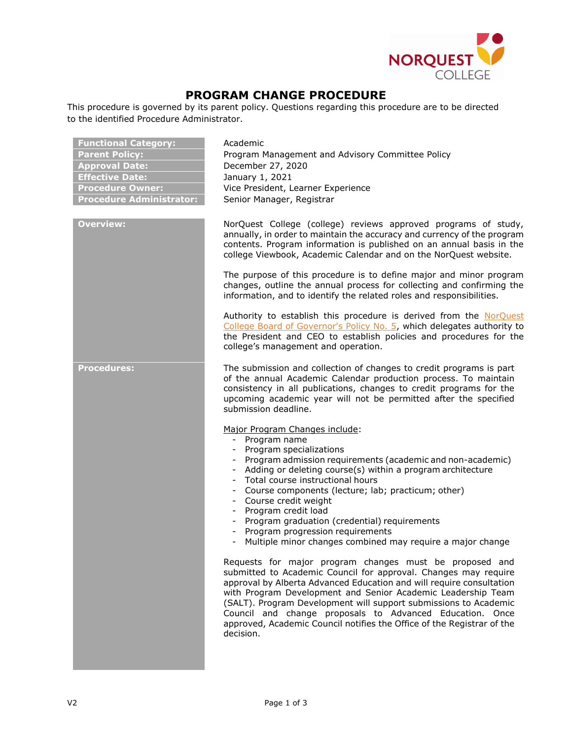# PROGRAM CHANGE PROCEDURE

This procedure is governed by its parent policy. Questions regarding this procedure are to be directed to the identified Procedure Administrator.

| | |
|---|---|
| **Functional Category:** | Academic |
| **Parent Policy:** | Program Management and Advisory Committee Policy |
| **Approval Date:** | December 27, 2020 |
| **Effective Date:** | January 1, 2021 |
| **Procedure Owner:** | Vice President, Learner Experience |
| **Procedure Administrator:** | Senior Manager, Registrar |

## Overview:

NorQuest College (college) reviews approved programs of study, annually, in order to maintain the accuracy and currency of the program contents. Program information is published on an annual basis in the college Viewbook, Academic Calendar and on the NorQuest website.

The purpose of this procedure is to define major and minor program changes, outline the annual process for collecting and confirming the information, and to identify the related roles and responsibilities.

Authority to establish this procedure is derived from the NorQuest College Board of Governor's Policy No. 5, which delegates authority to the President and CEO to establish policies and procedures for the college's management and operation.

## Procedures:

The submission and collection of changes to credit programs is part of the annual Academic Calendar production process. To maintain consistency in all publications, changes to credit programs for the upcoming academic year will not be permitted after the specified submission deadline.

Major Program Changes include:

- Program name
- Program specializations
- Program admission requirements (academic and non-academic)
- Adding or deleting course(s) within a program architecture
- Total course instructional hours
- Course components (lecture; lab; practicum; other)
- Course credit weight
- Program credit load
- Program graduation (credential) requirements
- Program progression requirements
- Multiple minor changes combined may require a major change

Requests for major program changes must be proposed and submitted to Academic Council for approval. Changes may require approval by Alberta Advanced Education and will require consultation with Program Development and Senior Academic Leadership Team (SALT). Program Development will support submissions to Academic Council and change proposals to Advanced Education. Once approved, Academic Council notifies the Office of the Registrar of the decision.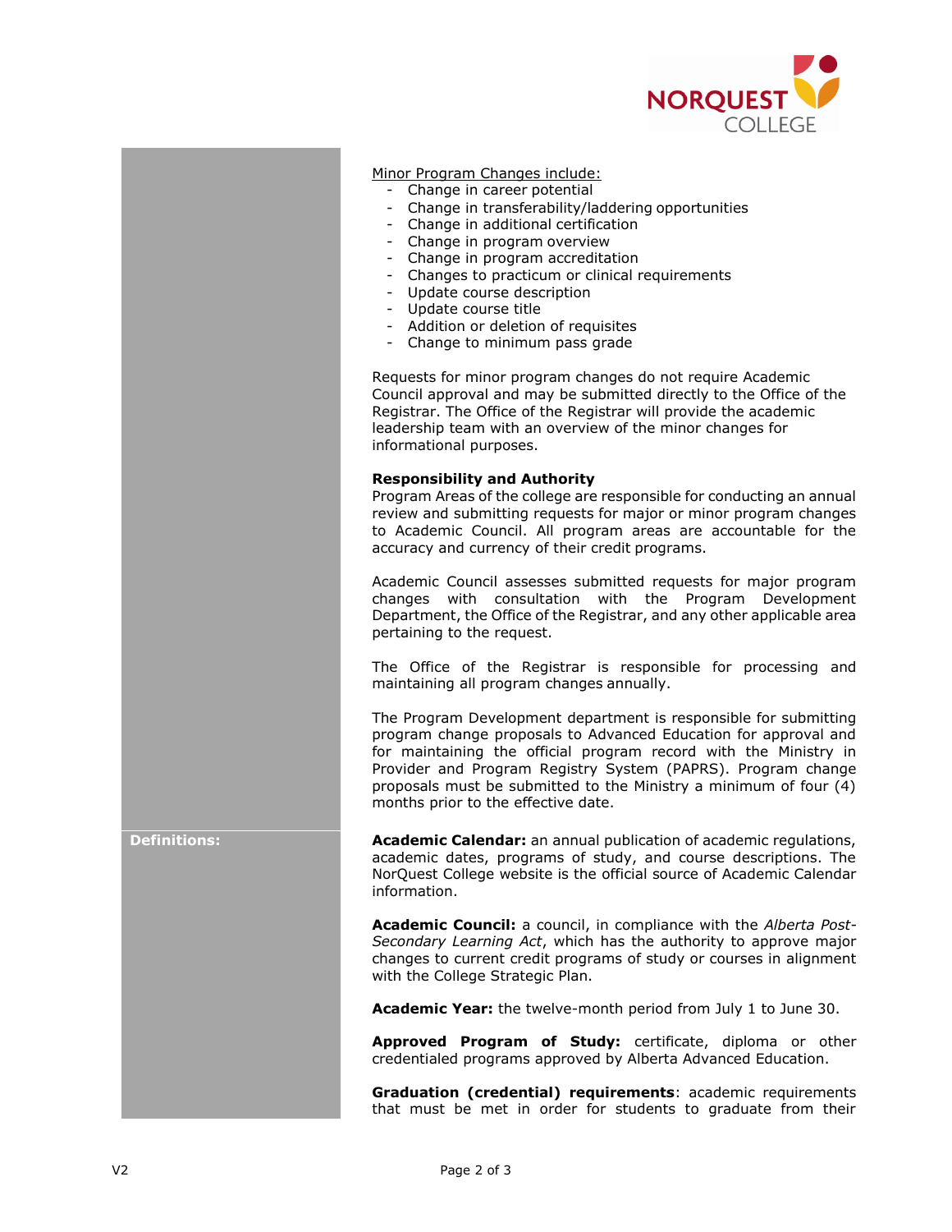<u>Minor Program Changes include:</u>

- Change in career potential
- Change in transferability/laddering opportunities
- Change in additional certification
- Change in program overview
- Change in program accreditation
- Changes to practicum or clinical requirements
- Update course description
- Update course title
- Addition or deletion of requisites
- Change to minimum pass grade

Requests for minor program changes do not require Academic Council approval and may be submitted directly to the Office of the Registrar. The Office of the Registrar will provide the academic leadership team with an overview of the minor changes for informational purposes.

**Responsibility and Authority**

Program Areas of the college are responsible for conducting an annual review and submitting requests for major or minor program changes to Academic Council. All program areas are accountable for the accuracy and currency of their credit programs.

Academic Council assesses submitted requests for major program changes with consultation with the Program Development Department, the Office of the Registrar, and any other applicable area pertaining to the request.

The Office of the Registrar is responsible for processing and maintaining all program changes annually.

The Program Development department is responsible for submitting program change proposals to Advanced Education for approval and for maintaining the official program record with the Ministry in Provider and Program Registry System (PAPRS). Program change proposals must be submitted to the Ministry a minimum of four (4) months prior to the effective date.

**Definitions:**

**Academic Calendar:** an annual publication of academic regulations, academic dates, programs of study, and course descriptions. The NorQuest College website is the official source of Academic Calendar information.

**Academic Council:** a council, in compliance with the *Alberta Post-Secondary Learning Act*, which has the authority to approve major changes to current credit programs of study or courses in alignment with the College Strategic Plan.

**Academic Year:** the twelve-month period from July 1 to June 30.

**Approved Program of Study:** certificate, diploma or other credentialed programs approved by Alberta Advanced Education.

**Graduation (credential) requirements**: academic requirements that must be met in order for students to graduate from their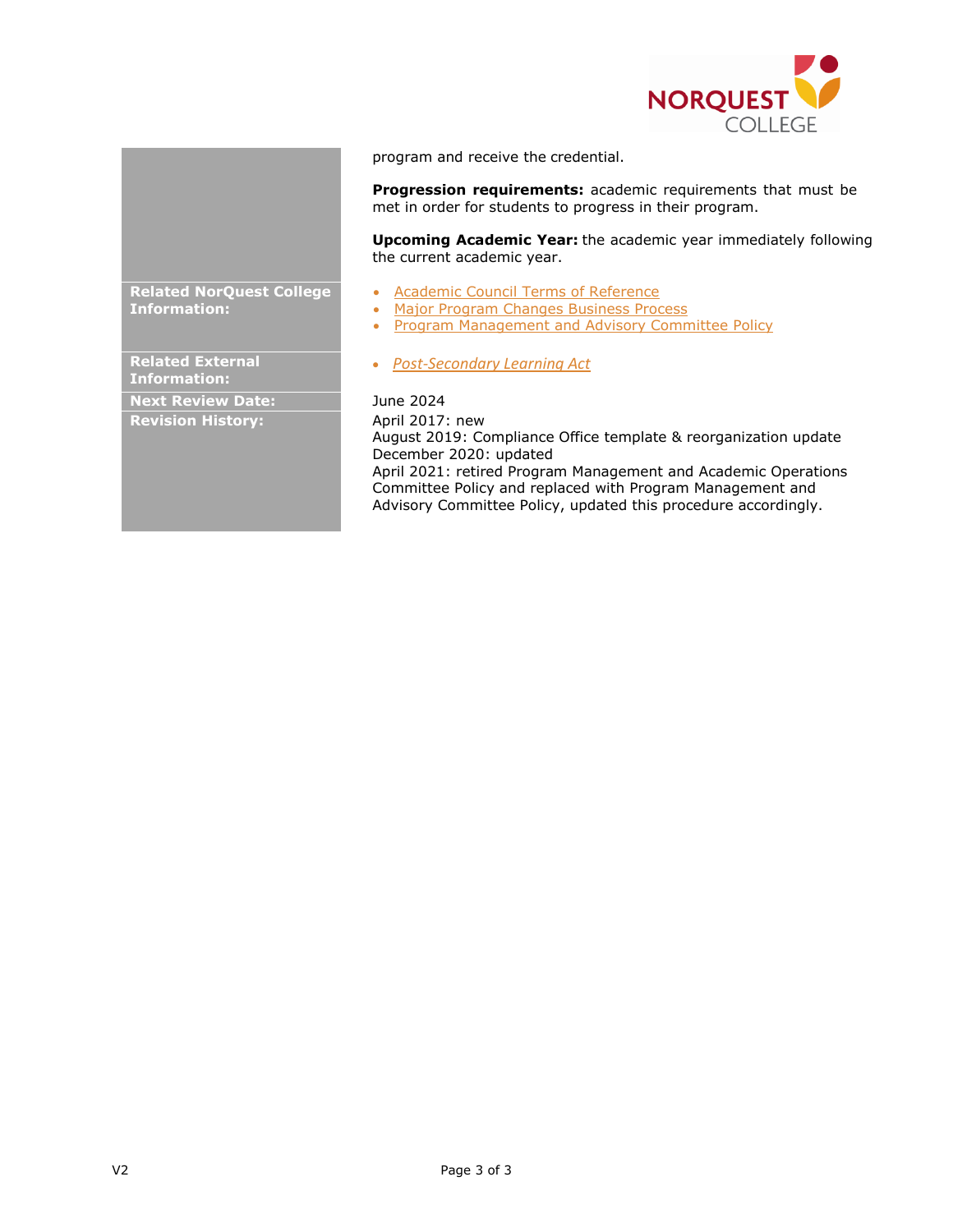| | |
|---|---|
| | program and receive the credential.<br><br>**Progression requirements:** academic requirements that must be met in order for students to progress in their program.<br><br>**Upcoming Academic Year:** the academic year immediately following the current academic year. |
| **Related NorQuest College Information:** | • Academic Council Terms of Reference<br>• Major Program Changes Business Process<br>• Program Management and Advisory Committee Policy |
| **Related External Information:** | • *Post-Secondary Learning Act* |
| **Next Review Date:** | June 2024 |
| **Revision History:** | April 2017: new<br>August 2019: Compliance Office template & reorganization update<br>December 2020: updated<br>April 2021: retired Program Management and Academic Operations Committee Policy and replaced with Program Management and Advisory Committee Policy, updated this procedure accordingly. |